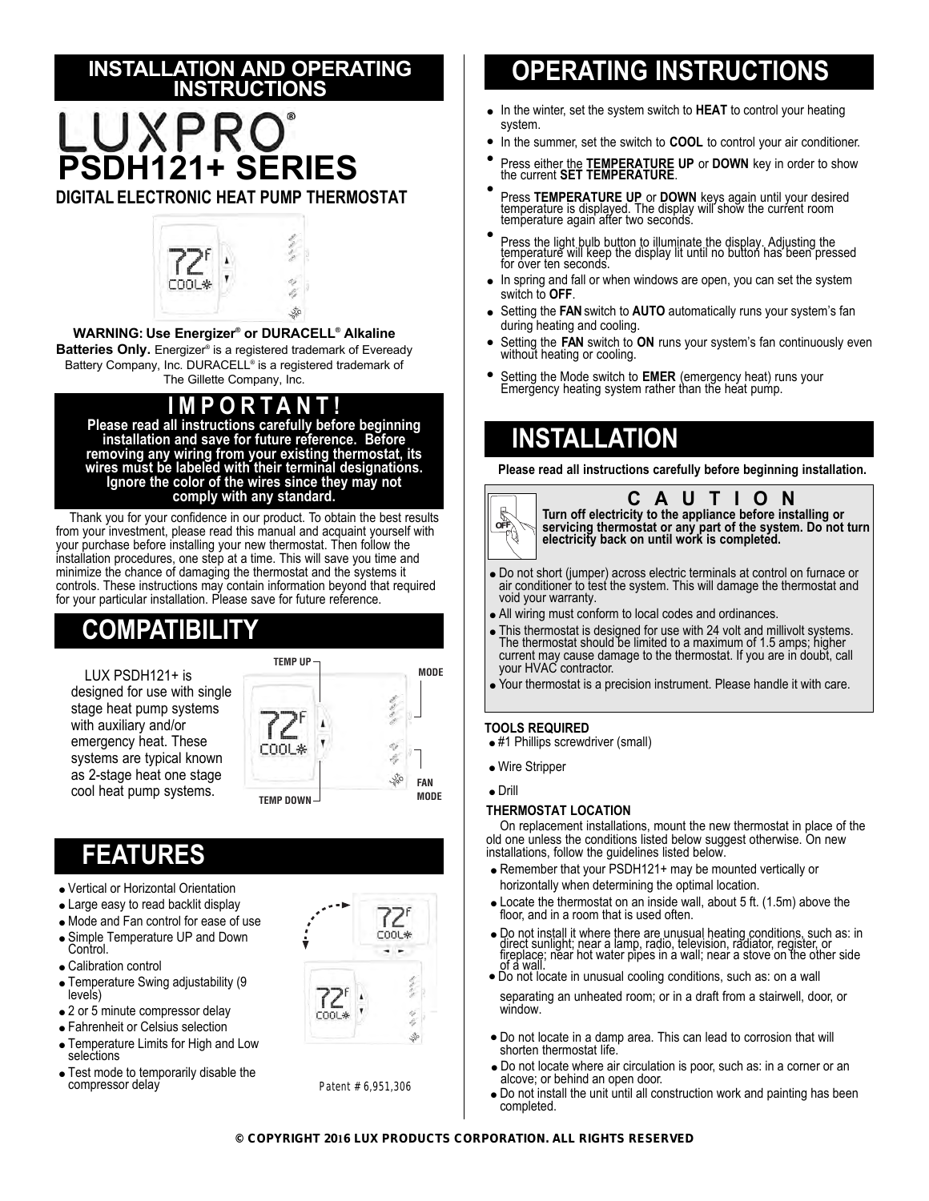## INSTALLATION AND OPERATING INSTRUCTIONS

# LUXPRO®

# PSDH121+ SERIES

### DIGITAL ELECTRONIC HEAT PUMP THERMOSTAT

**WARNING: Use Energizer® or DURACELL® Alkaline Batteries Only.** Energizer® is a registered trademark of Eveready Battery Company, Inc. DURACELL® is a registered trademark of The Gillette Company, Inc.

## IMPORTANT!

**Please read all instructions carefully before beginning installation and save for future reference. Before removing any wiring from your existing thermostat, its wires must be labeled with their terminal designations. Ignore the color of the wires since they may not comply with any standard.**

Thank you for your confidence in our product. To obtain the best results from your investment, please read this manual and acquaint yourself with your purchase before installing your new thermostat. Then follow the installation procedures, one step at a time. This will save you time and minimize the chance of damaging the thermostat and the systems it controls. These instructions may contain information beyond that required for your particular installation. Please save for future reference.

## COMPATIBILITY

LUX PSDH121+ is designed for use with single stage heat pump systems with auxiliary and/or emergency heat. These systems are typical known as 2-stage heat one stage cool heat pump systems.

TEMP UP · MODE · FAN MODE · TEMP DOWN

## FEATURES

- Vertical or Horizontal Orientation
- Large easy to read backlit display
- Mode and Fan control for ease of use
- Simple Temperature UP and Down Control.
- Calibration control
- Temperature Swing adjustability (9 levels)
- 2 or 5 minute compressor delay
- Fahrenheit or Celsius selection
- Temperature Limits for High and Low selections
- Test mode to temporarily disable the compressor delay

Patent # 6,951,306

## OPERATING INSTRUCTIONS

- In the winter, set the system switch to **HEAT** to control your heating system.
- In the summer, set the switch to **COOL** to control your air conditioner.
- Press either the **TEMPERATURE UP** or **DOWN** key in order to show the current **SET TEMPERATURE**.
- Press **TEMPERATURE UP** or **DOWN** keys again until your desired temperature is displayed. The display will show the current room temperature again after two seconds.
- Press the light bulb button to illuminate the display. Adjusting the temperature will keep the display lit until no button has been pressed for over ten seconds.
- In spring and fall or when windows are open, you can set the system switch to **OFF**.
- Setting the **FAN** switch to **AUTO** automatically runs your system's fan during heating and cooling.
- Setting the **FAN** switch to **ON** runs your system's fan continuously even without heating or cooling.
- Setting the Mode switch to **EMER** (emergency heat) runs your Emergency heating system rather than the heat pump.

## INSTALLATION

**Please read all instructions carefully before beginning installation.**

### CAUTION

**Turn off electricity to the appliance before installing or servicing thermostat or any part of the system. Do not turn electricity back on until work is completed.**

- Do not short (jumper) across electric terminals at control on furnace or air conditioner to test the system. This will damage the thermostat and void your warranty.
- All wiring must conform to local codes and ordinances.
- This thermostat is designed for use with 24 volt and millivolt systems. The thermostat should be limited to a maximum of 1.5 amps; higher current may cause damage to the thermostat. If you are in doubt, call your HVAC contractor.
- Your thermostat is a precision instrument. Please handle it with care.

**TOOLS REQUIRED**

- #1 Phillips screwdriver (small)
- Wire Stripper
- Drill

**THERMOSTAT LOCATION**

On replacement installations, mount the new thermostat in place of the old one unless the conditions listed below suggest otherwise. On new installations, follow the guidelines listed below.

- Remember that your PSDH121+ may be mounted vertically or horizontally when determining the optimal location.
- Locate the thermostat on an inside wall, about 5 ft. (1.5m) above the floor, and in a room that is used often.
- Do not install it where there are unusual heating conditions, such as: in direct sunlight; near a lamp, radio, television, radiator, register, or fireplace; near hot water pipes in a wall; near a stove on the other side of a wall.
- Do not locate in unusual cooling conditions, such as: on a wall separating an unheated room; or in a draft from a stairwell, door, or window.
- Do not locate in a damp area. This can lead to corrosion that will shorten thermostat life.
- Do not locate where air circulation is poor, such as: in a corner or an alcove; or behind an open door.
- Do not install the unit until all construction work and painting has been completed.

© COPYRIGHT 2016 LUX PRODUCTS CORPORATION. ALL RIGHTS RESERVED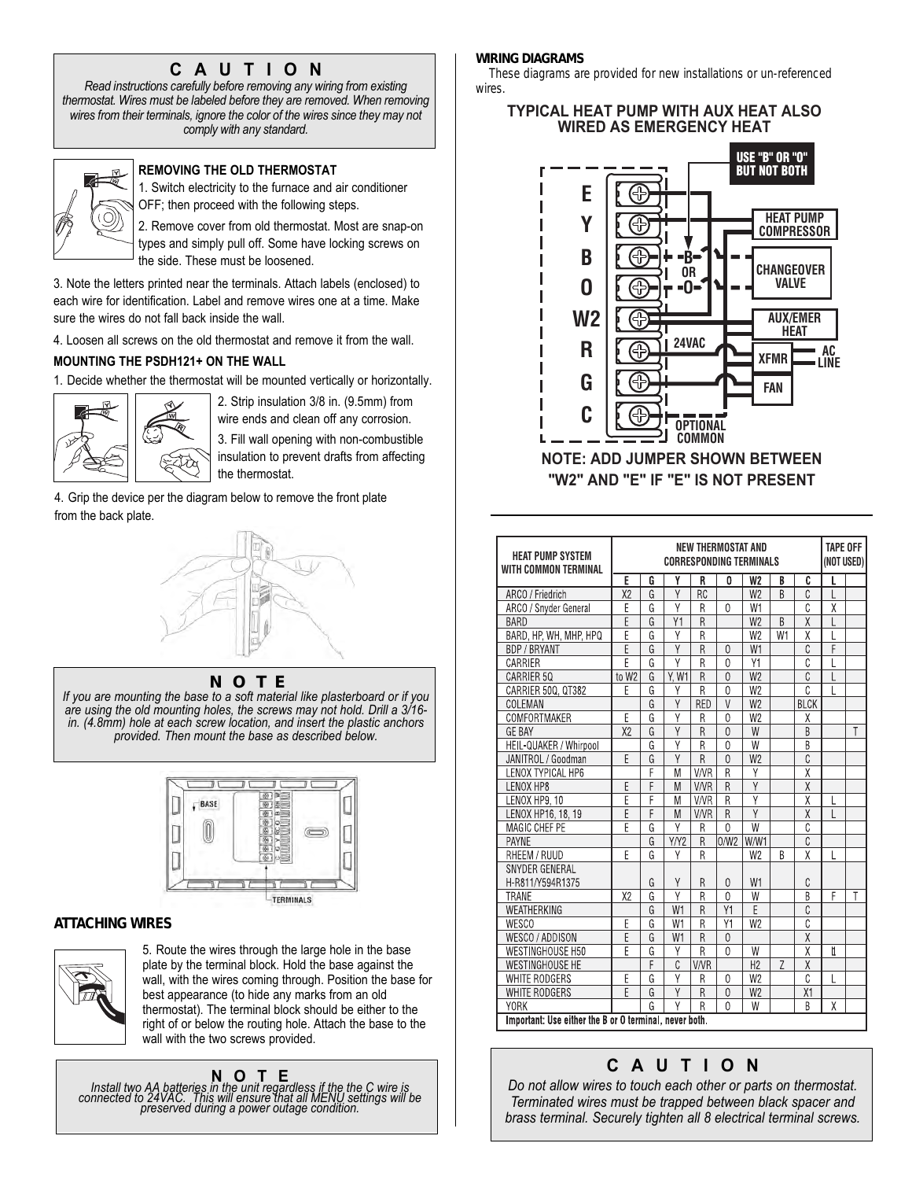## C A U T I O N

*Read instructions carefully before removing any wiring from existing thermostat. Wires must be labeled before they are removed. When removing wires from their terminals, ignore the color of the wires since they may not comply with any standard.*

### REMOVING THE OLD THERMOSTAT

1. Switch electricity to the furnace and air conditioner OFF; then proceed with the following steps.
2. Remove cover from old thermostat. Most are snap-on types and simply pull off. Some have locking screws on the side. These must be loosened.
3. Note the letters printed near the terminals. Attach labels (enclosed) to each wire for identification. Label and remove wires one at a time. Make sure the wires do not fall back inside the wall.
4. Loosen all screws on the old thermostat and remove it from the wall.

### MOUNTING THE PSDH121+ ON THE WALL

1. Decide whether the thermostat will be mounted vertically or horizontally.
2. Strip insulation 3/8 in. (9.5mm) from wire ends and clean off any corrosion.
3. Fill wall opening with non-combustible insulation to prevent drafts from affecting the thermostat.
4. Grip the device per the diagram below to remove the front plate from the back plate.

## N O T E

*If you are mounting the base to a soft material like plasterboard or if you are using the old mounting holes, the screws may not hold. Drill a 3/16-in. (4.8mm) hole at each screw location, and insert the plastic anchors provided. Then mount the base as described below.*

BASE

TERMINALS

### ATTACHING WIRES

5. Route the wires through the large hole in the base plate by the terminal block. Hold the base against the wall, with the wires coming through. Position the base for best appearance (to hide any marks from an old thermostat). The terminal block should be either to the right of or below the routing hole. Attach the base to the wall with the two screws provided.

## N O T E

*Install two AA batteries in the unit regardless if the the C wire is connected to 24VAC. This will ensure that all MENU settings will be preserved during a power outage condition.*

### WIRING DIAGRAMS

These diagrams are provided for new installations or un-referenced wires.

#### TYPICAL HEAT PUMP WITH AUX HEAT ALSO WIRED AS EMERGENCY HEAT

E, Y, B, O, W2, R, G, C — USE "B" OR "O" BUT NOT BOTH — HEAT PUMP COMPRESSOR — B OR O — CHANGEOVER VALVE — AUX/EMER HEAT — 24VAC — XFMR — AC LINE — FAN — OPTIONAL COMMON

**NOTE: ADD JUMPER SHOWN BETWEEN "W2" AND "E" IF "E" IS NOT PRESENT**

| HEAT PUMP SYSTEM WITH COMMON TERMINAL | NEW THERMOSTAT AND CORRESPONDING TERMINALS | | | | | | | | TAPE OFF (NOT USED) | |
|---|---|---|---|---|---|---|---|---|---|---|
| | E | G | Y | R | O | W2 | B | C | L | |
| ARCO / Friedrich | X2 | G | Y | RC | | W2 | B | C | L | |
| ARCO / Snyder General | E | G | Y | R | O | W1 | | C | X | |
| BARD | E | G | Y1 | R | | W2 | B | X | L | |
| BARD, HP, WH, MHP, HPQ | E | G | Y | R | | W2 | W1 | X | L | |
| BDP / BRYANT | E | G | Y | R | O | W1 | | C | F | |
| CARRIER | E | G | Y | R | O | Y1 | | C | L | |
| CARRIER 5Q | to W2 | G | Y, W1 | R | O | W2 | | C | L | |
| CARRIER 50Q, QT382 | E | G | Y | R | O | W2 | | C | L | |
| COLEMAN | | G | Y | RED | V | W2 | | BLCK | | |
| COMFORTMAKER | E | G | Y | R | O | W2 | | X | | |
| GE BAY | X2 | G | Y | R | O | W | | B | | T |
| HEIL-QUAKER / Whirpool | | G | Y | R | O | W | | B | | |
| JANITROL / Goodman | E | G | Y | R | O | W2 | | C | | |
| LENOX TYPICAL HP6 | | F | M | V/VR | R | Y | | X | | |
| LENOX HP8 | E | F | M | V/VR | R | Y | | X | | |
| LENOX HP9, 10 | E | F | M | V/VR | R | Y | | X | L | |
| LENOX HP16, 18, 19 | E | F | M | V/VR | R | Y | | X | L | |
| MAGIC CHEF PE | E | G | Y | R | O | W | | C | | |
| PAYNE | | G | Y/Y2 | R | O/W2 | W/W1 | | C | | |
| RHEEM / RUUD | E | G | Y | R | | W2 | B | X | L | |
| SNYDER GENERAL H-R811/Y594R1375 | | G | Y | R | O | W1 | | C | | |
| TRANE | X2 | G | Y | R | O | W | | B | F | T |
| WEATHERKING | | G | W1 | R | Y1 | E | | C | | |
| WESCO | E | G | W1 | R | Y1 | W2 | | C | | |
| WESCO / ADDISON | E | G | W1 | R | O | | | X | | |
| WESTINGHOUSE H50 | E | G | Y | R | O | W | | X | L1 | |
| WESTINGHOUSE HE | | F | C | V/VR | | H2 | Z | X | | |
| WHITE RODGERS | E | G | Y | R | O | W2 | | C | L | |
| WHITE RODGERS | E | G | Y | R | O | W2 | | X1 | | |
| YORK | | G | Y | R | O | W | | B | X | |

**Important: Use either the B or O terminal, never both.**

## C A U T I O N

*Do not allow wires to touch each other or parts on thermostat. Terminated wires must be trapped between black spacer and brass terminal. Securely tighten all 8 electrical terminal screws.*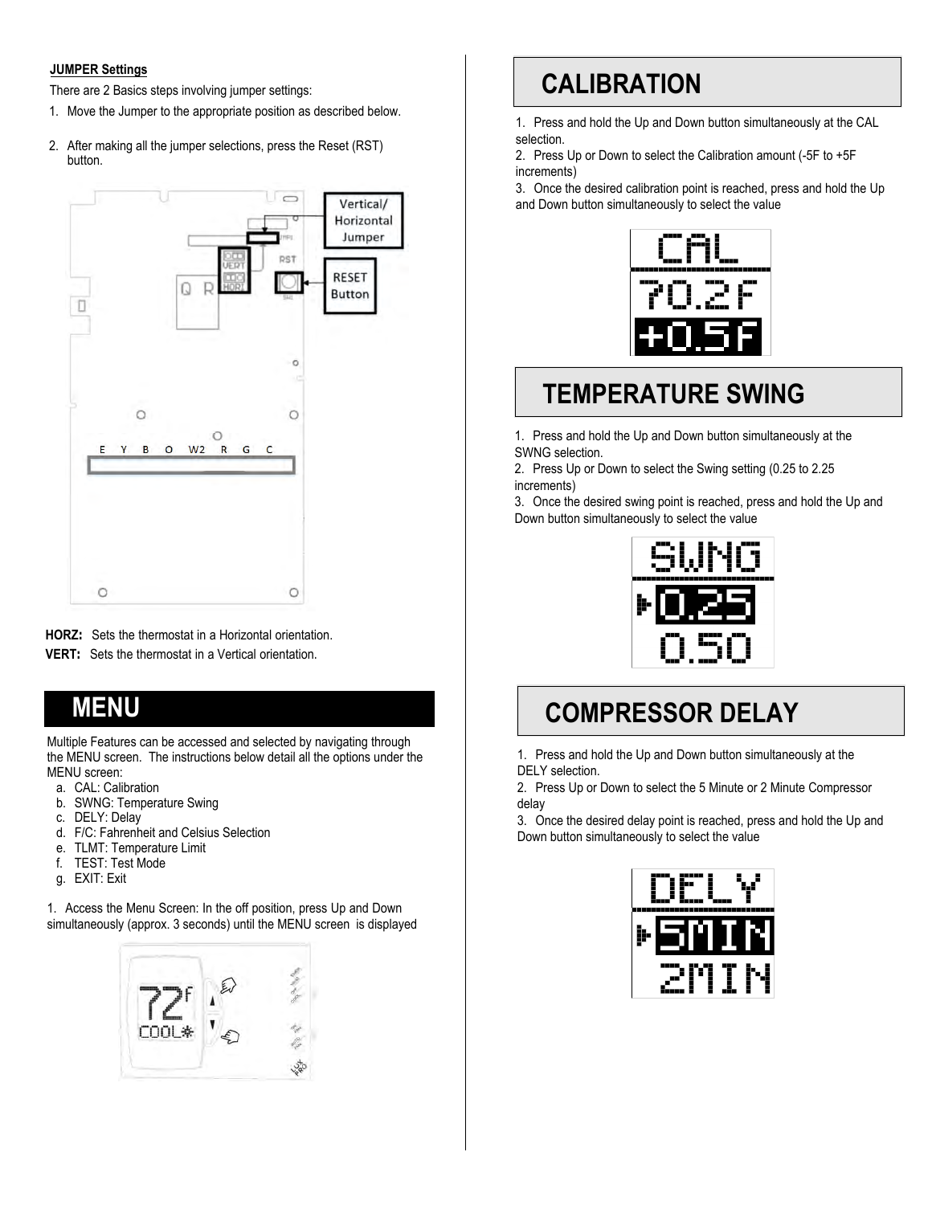**JUMPER Settings**

There are 2 Basics steps involving jumper settings:

1. Move the Jumper to the appropriate position as described below.
2. After making all the jumper selections, press the Reset (RST) button.

**HORZ:** Sets the thermostat in a Horizontal orientation.
**VERT:** Sets the thermostat in a Vertical orientation.

## MENU

Multiple Features can be accessed and selected by navigating through the MENU screen. The instructions below detail all the options under the MENU screen:

a. CAL: Calibration
b. SWNG: Temperature Swing
c. DELY: Delay
d. F/C: Fahrenheit and Celsius Selection
e. TLMT: Temperature Limit
f. TEST: Test Mode
g. EXIT: Exit

1. Access the Menu Screen: In the off position, press Up and Down simultaneously (approx. 3 seconds) until the MENU screen is displayed

## CALIBRATION

1. Press and hold the Up and Down button simultaneously at the CAL selection.
2. Press Up or Down to select the Calibration amount (-5F to +5F increments)
3. Once the desired calibration point is reached, press and hold the Up and Down button simultaneously to select the value

## TEMPERATURE SWING

1. Press and hold the Up and Down button simultaneously at the SWNG selection.
2. Press Up or Down to select the Swing setting (0.25 to 2.25 increments)
3. Once the desired swing point is reached, press and hold the Up and Down button simultaneously to select the value

## COMPRESSOR DELAY

1. Press and hold the Up and Down button simultaneously at the DELY selection.
2. Press Up or Down to select the 5 Minute or 2 Minute Compressor delay
3. Once the desired delay point is reached, press and hold the Up and Down button simultaneously to select the value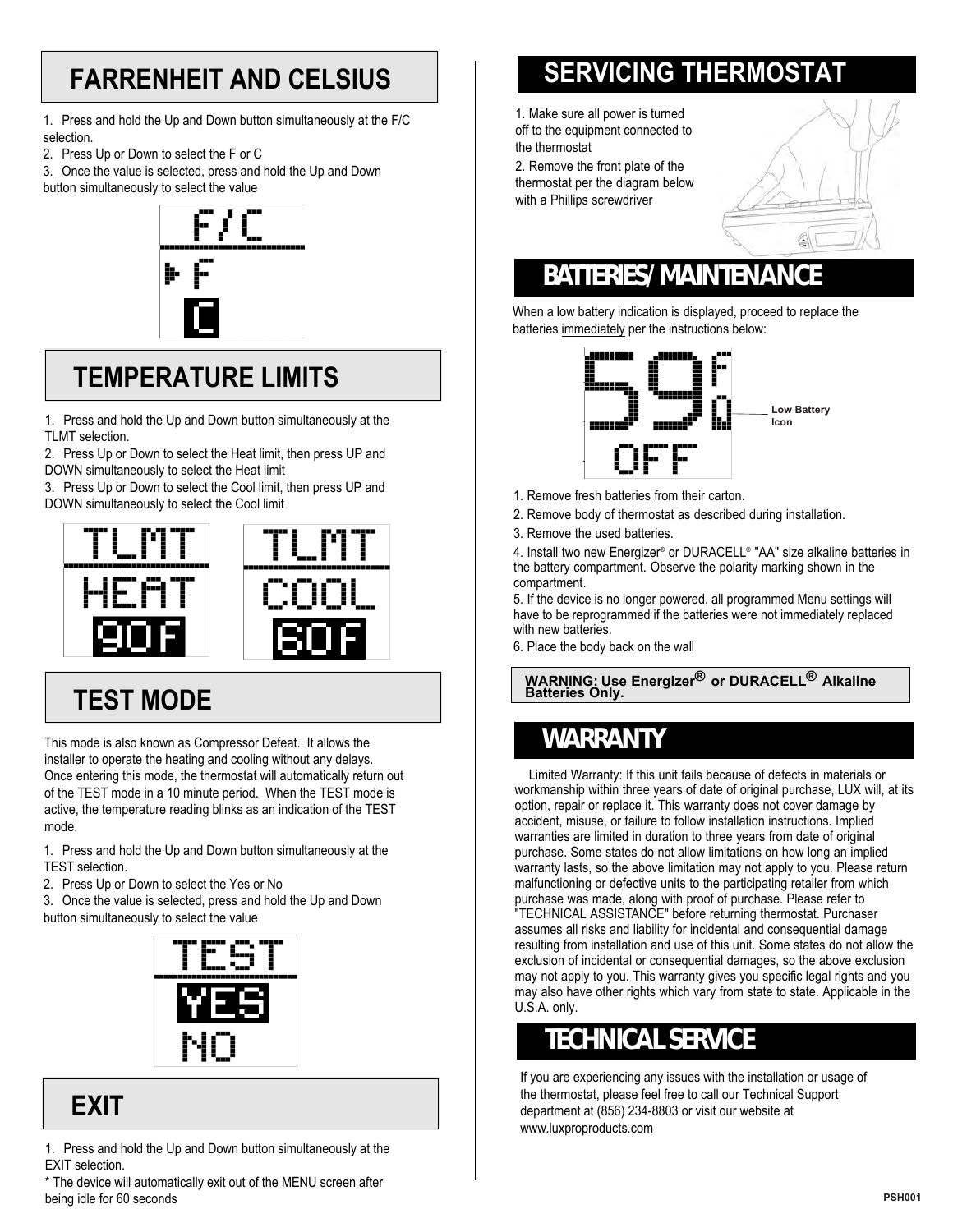## FARRENHEIT AND CELSIUS

1. Press and hold the Up and Down button simultaneously at the F/C selection.
2. Press Up or Down to select the F or C
3. Once the value is selected, press and hold the Up and Down button simultaneously to select the value

F/C
▶ F
C

## TEMPERATURE LIMITS

1. Press and hold the Up and Down button simultaneously at the TLMT selection.
2. Press Up or Down to select the Heat limit, then press UP and DOWN simultaneously to select the Heat limit
3. Press Up or Down to select the Cool limit, then press UP and DOWN simultaneously to select the Cool limit

TLMT
HEAT
90F

TLMT
COOL
60F

## TEST MODE

This mode is also known as Compressor Defeat. It allows the installer to operate the heating and cooling without any delays. Once entering this mode, the thermostat will automatically return out of the TEST mode in a 10 minute period. When the TEST mode is active, the temperature reading blinks as an indication of the TEST mode.

1. Press and hold the Up and Down button simultaneously at the TEST selection.
2. Press Up or Down to select the Yes or No
3. Once the value is selected, press and hold the Up and Down button simultaneously to select the value

TEST
YES
NO

## EXIT

1. Press and hold the Up and Down button simultaneously at the EXIT selection.

* The device will automatically exit out of the MENU screen after being idle for 60 seconds

## SERVICING THERMOSTAT

1. Make sure all power is turned off to the equipment connected to the thermostat
2. Remove the front plate of the thermostat per the diagram below with a Phillips screwdriver

## BATTERIES/ MAINTENANCE

When a low battery indication is displayed, proceed to replace the batteries immediately per the instructions below:

59 F
OFF
Low Battery Icon

1. Remove fresh batteries from their carton.
2. Remove body of thermostat as described during installation.
3. Remove the used batteries.
4. Install two new Energizer® or DURACELL® "AA" size alkaline batteries in the battery compartment. Observe the polarity marking shown in the compartment.
5. If the device is no longer powered, all programmed Menu settings will have to be reprogrammed if the batteries were not immediately replaced with new batteries.
6. Place the body back on the wall

**WARNING: Use Energizer® or DURACELL® Alkaline Batteries Only.**

## WARRANTY

Limited Warranty: If this unit fails because of defects in materials or workmanship within three years of date of original purchase, LUX will, at its option, repair or replace it. This warranty does not cover damage by accident, misuse, or failure to follow installation instructions. Implied warranties are limited in duration to three years from date of original purchase. Some states do not allow limitations on how long an implied warranty lasts, so the above limitation may not apply to you. Please return malfunctioning or defective units to the participating retailer from which purchase was made, along with proof of purchase. Please refer to "TECHNICAL ASSISTANCE" before returning thermostat. Purchaser assumes all risks and liability for incidental and consequential damage resulting from installation and use of this unit. Some states do not allow the exclusion of incidental or consequential damages, so the above exclusion may not apply to you. This warranty gives you specific legal rights and you may also have other rights which vary from state to state. Applicable in the U.S.A. only.

## TECHNICAL SERVICE

If you are experiencing any issues with the installation or usage of the thermostat, please feel free to call our Technical Support department at (856) 234-8803 or visit our website at www.luxproproducts.com

PSH001